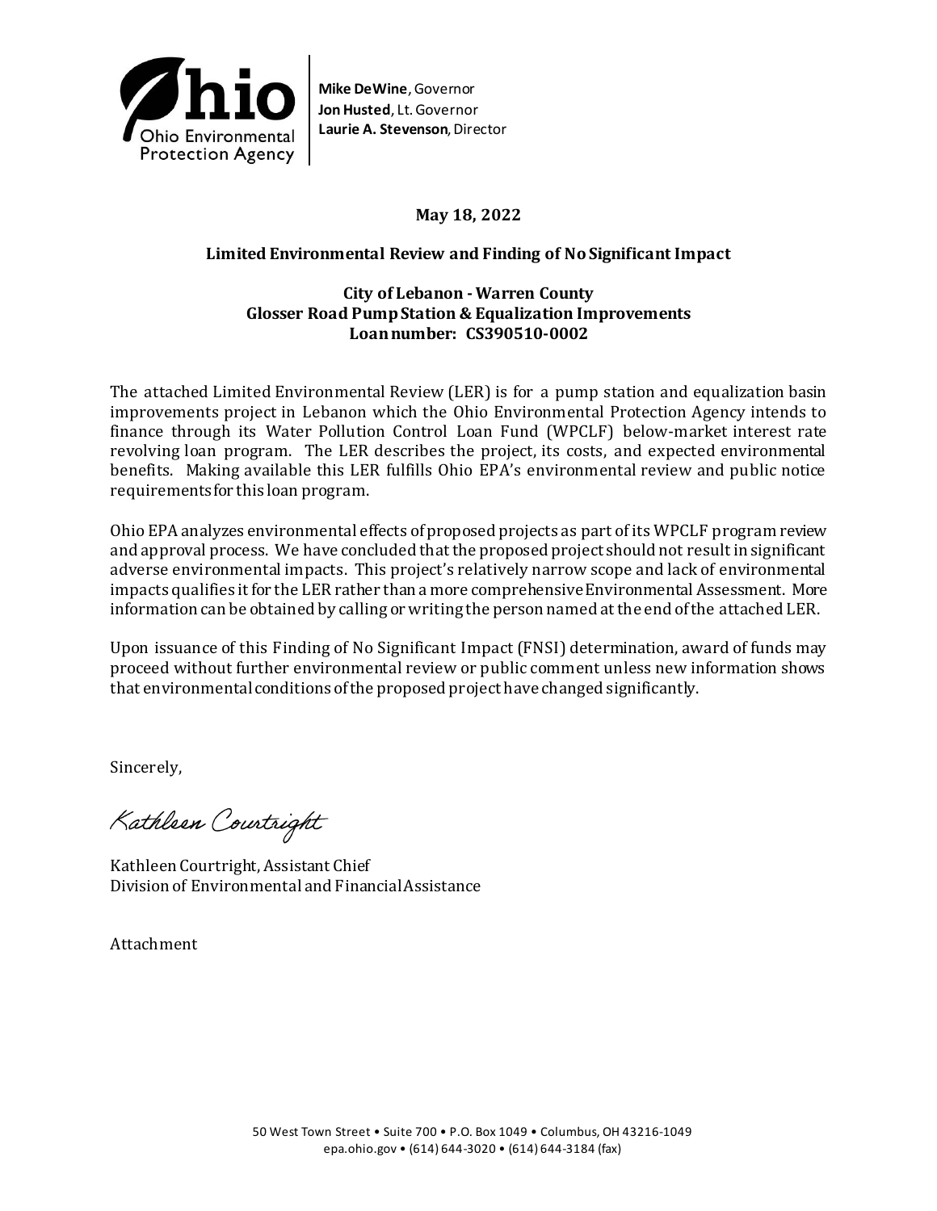Mike DeWine, Governor
Jon Husted, Lt. Governor
Laurie A. Stevenson, Director

**May 18, 2022**

**Limited Environmental Review and Finding of No Significant Impact**

**City of Lebanon - Warren County**
**Glosser Road Pump Station & Equalization Improvements**
**Loan number: CS390510-0002**

The attached Limited Environmental Review (LER) is for a pump station and equalization basin improvements project in Lebanon which the Ohio Environmental Protection Agency intends to finance through its Water Pollution Control Loan Fund (WPCLF) below-market interest rate revolving loan program. The LER describes the project, its costs, and expected environmental benefits. Making available this LER fulfills Ohio EPA's environmental review and public notice requirements for this loan program.

Ohio EPA analyzes environmental effects of proposed projects as part of its WPCLF program review and approval process. We have concluded that the proposed project should not result in significant adverse environmental impacts. This project's relatively narrow scope and lack of environmental impacts qualifies it for the LER rather than a more comprehensive Environmental Assessment. More information can be obtained by calling or writing the person named at the end of the attached LER.

Upon issuance of this Finding of No Significant Impact (FNSI) determination, award of funds may proceed without further environmental review or public comment unless new information shows that environmental conditions of the proposed project have changed significantly.

Sincerely,

Kathleen Courtright

Kathleen Courtright, Assistant Chief
Division of Environmental and Financial Assistance

Attachment

50 West Town Street • Suite 700 • P.O. Box 1049 • Columbus, OH 43216-1049
epa.ohio.gov • (614) 644-3020 • (614) 644-3184 (fax)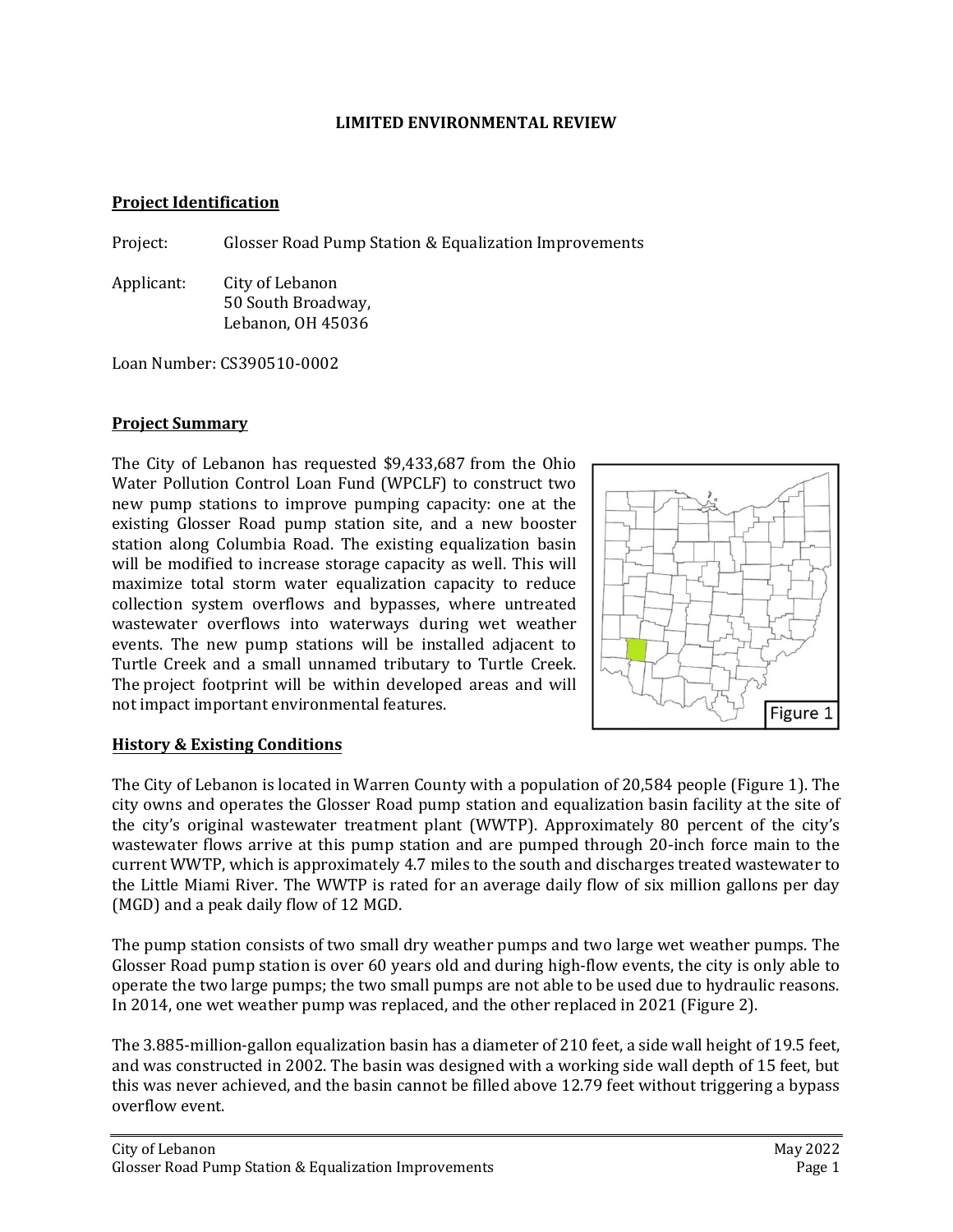# LIMITED ENVIRONMENTAL REVIEW

## Project Identification

Project: Glosser Road Pump Station & Equalization Improvements

Applicant: City of Lebanon
50 South Broadway,
Lebanon, OH 45036

Loan Number: CS390510-0002

## Project Summary

The City of Lebanon has requested $9,433,687 from the Ohio Water Pollution Control Loan Fund (WPCLF) to construct two new pump stations to improve pumping capacity: one at the existing Glosser Road pump station site, and a new booster station along Columbia Road. The existing equalization basin will be modified to increase storage capacity as well. This will maximize total storm water equalization capacity to reduce collection system overflows and bypasses, where untreated wastewater overflows into waterways during wet weather events. The new pump stations will be installed adjacent to Turtle Creek and a small unnamed tributary to Turtle Creek. The project footprint will be within developed areas and will not impact important environmental features.

Figure 1

## History & Existing Conditions

The City of Lebanon is located in Warren County with a population of 20,584 people (Figure 1). The city owns and operates the Glosser Road pump station and equalization basin facility at the site of the city's original wastewater treatment plant (WWTP). Approximately 80 percent of the city's wastewater flows arrive at this pump station and are pumped through 20-inch force main to the current WWTP, which is approximately 4.7 miles to the south and discharges treated wastewater to the Little Miami River. The WWTP is rated for an average daily flow of six million gallons per day (MGD) and a peak daily flow of 12 MGD.

The pump station consists of two small dry weather pumps and two large wet weather pumps. The Glosser Road pump station is over 60 years old and during high-flow events, the city is only able to operate the two large pumps; the two small pumps are not able to be used due to hydraulic reasons. In 2014, one wet weather pump was replaced, and the other replaced in 2021 (Figure 2).

The 3.885-million-gallon equalization basin has a diameter of 210 feet, a side wall height of 19.5 feet, and was constructed in 2002. The basin was designed with a working side wall depth of 15 feet, but this was never achieved, and the basin cannot be filled above 12.79 feet without triggering a bypass overflow event.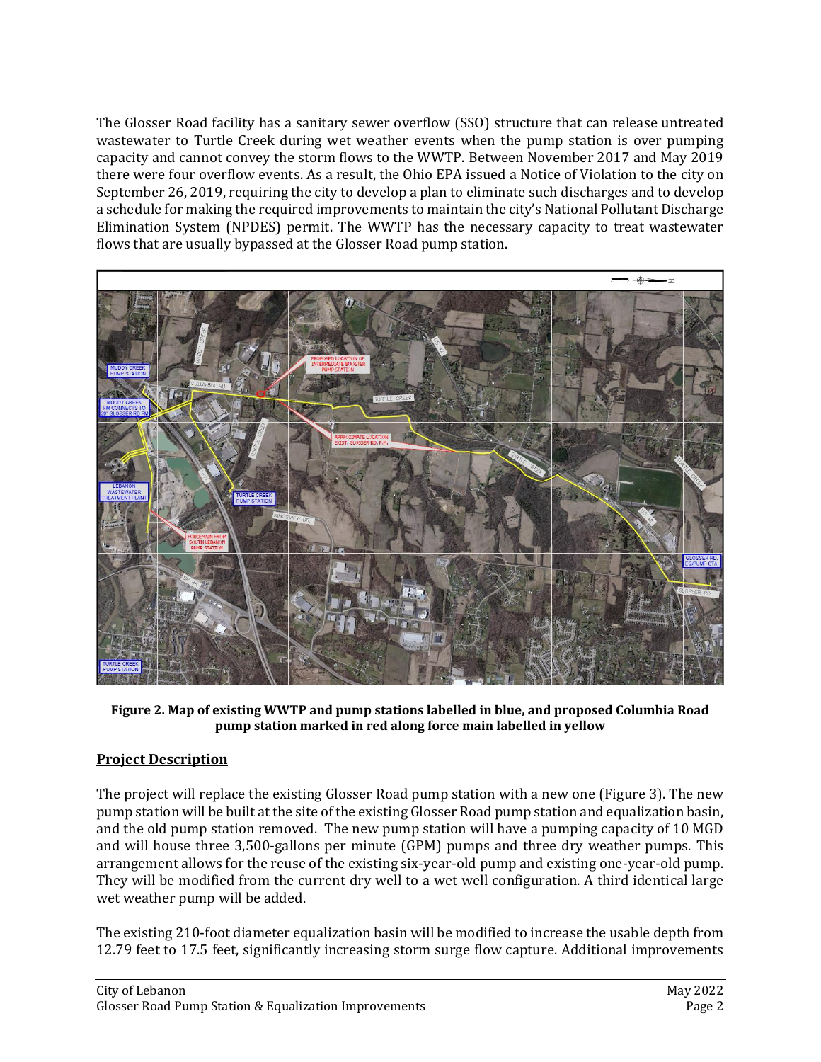The Glosser Road facility has a sanitary sewer overflow (SSO) structure that can release untreated wastewater to Turtle Creek during wet weather events when the pump station is over pumping capacity and cannot convey the storm flows to the WWTP. Between November 2017 and May 2019 there were four overflow events. As a result, the Ohio EPA issued a Notice of Violation to the city on September 26, 2019, requiring the city to develop a plan to eliminate such discharges and to develop a schedule for making the required improvements to maintain the city's National Pollutant Discharge Elimination System (NPDES) permit. The WWTP has the necessary capacity to treat wastewater flows that are usually bypassed at the Glosser Road pump station.

**Figure 2. Map of existing WWTP and pump stations labelled in blue, and proposed Columbia Road pump station marked in red along force main labelled in yellow**

## Project Description

The project will replace the existing Glosser Road pump station with a new one (Figure 3). The new pump station will be built at the site of the existing Glosser Road pump station and equalization basin, and the old pump station removed. The new pump station will have a pumping capacity of 10 MGD and will house three 3,500-gallons per minute (GPM) pumps and three dry weather pumps. This arrangement allows for the reuse of the existing six-year-old pump and existing one-year-old pump. They will be modified from the current dry well to a wet well configuration. A third identical large wet weather pump will be added.

The existing 210-foot diameter equalization basin will be modified to increase the usable depth from 12.79 feet to 17.5 feet, significantly increasing storm surge flow capture. Additional improvements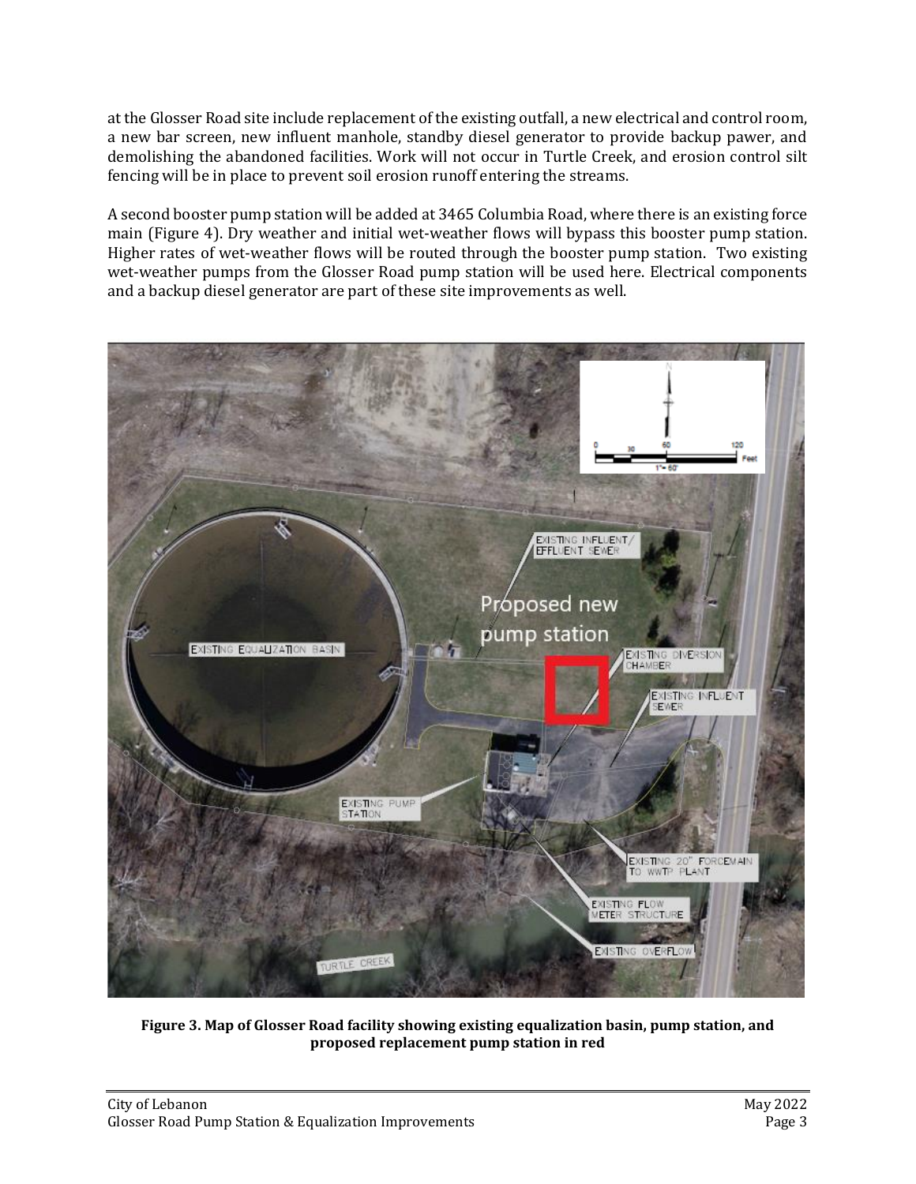at the Glosser Road site include replacement of the existing outfall, a new electrical and control room, a new bar screen, new influent manhole, standby diesel generator to provide backup pawer, and demolishing the abandoned facilities. Work will not occur in Turtle Creek, and erosion control silt fencing will be in place to prevent soil erosion runoff entering the streams.

A second booster pump station will be added at 3465 Columbia Road, where there is an existing force main (Figure 4). Dry weather and initial wet-weather flows will bypass this booster pump station. Higher rates of wet-weather flows will be routed through the booster pump station. Two existing wet-weather pumps from the Glosser Road pump station will be used here. Electrical components and a backup diesel generator are part of these site improvements as well.

N
0
30
60
120
Feet
1" = 60'
EXISTING INFLUENT/ EFFLUENT SEWER
Proposed new pump station
EXISTING EQUALIZATION BASIN
EXISTING DIVERSION CHAMBER
EXISTING INFLUENT SEWER
EXISTING PUMP STATION
EXISTING 20" FORCEMAIN TO WWTP PLANT
EXISTING FLOW METER STRUCTURE
EXISTING OVERFLOW
TURTLE CREEK

**Figure 3. Map of Glosser Road facility showing existing equalization basin, pump station, and proposed replacement pump station in red**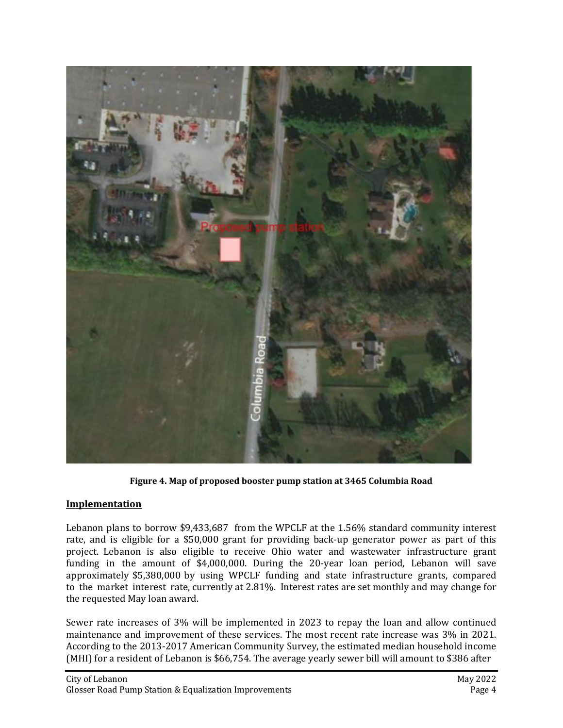Figure 4. Map of proposed booster pump station at 3465 Columbia Road

## Implementation

Lebanon plans to borrow $9,433,687 from the WPCLF at the 1.56% standard community interest rate, and is eligible for a $50,000 grant for providing back-up generator power as part of this project. Lebanon is also eligible to receive Ohio water and wastewater infrastructure grant funding in the amount of $4,000,000. During the 20-year loan period, Lebanon will save approximately $5,380,000 by using WPCLF funding and state infrastructure grants, compared to the market interest rate, currently at 2.81%. Interest rates are set monthly and may change for the requested May loan award.

Sewer rate increases of 3% will be implemented in 2023 to repay the loan and allow continued maintenance and improvement of these services. The most recent rate increase was 3% in 2021. According to the 2013-2017 American Community Survey, the estimated median household income (MHI) for a resident of Lebanon is $66,754. The average yearly sewer bill will amount to $386 after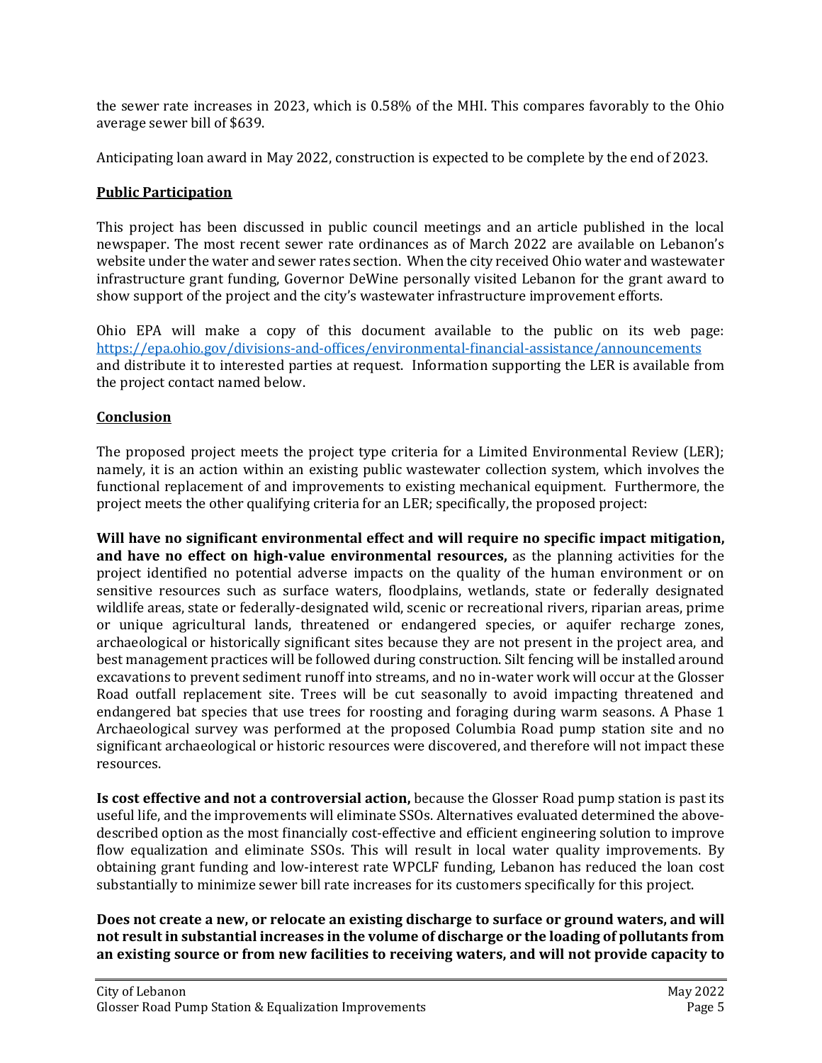the sewer rate increases in 2023, which is 0.58% of the MHI. This compares favorably to the Ohio average sewer bill of $639.

Anticipating loan award in May 2022, construction is expected to be complete by the end of 2023.

## Public Participation

This project has been discussed in public council meetings and an article published in the local newspaper. The most recent sewer rate ordinances as of March 2022 are available on Lebanon's website under the water and sewer rates section. When the city received Ohio water and wastewater infrastructure grant funding, Governor DeWine personally visited Lebanon for the grant award to show support of the project and the city's wastewater infrastructure improvement efforts.

Ohio EPA will make a copy of this document available to the public on its web page: https://epa.ohio.gov/divisions-and-offices/environmental-financial-assistance/announcements and distribute it to interested parties at request. Information supporting the LER is available from the project contact named below.

## Conclusion

The proposed project meets the project type criteria for a Limited Environmental Review (LER); namely, it is an action within an existing public wastewater collection system, which involves the functional replacement of and improvements to existing mechanical equipment. Furthermore, the project meets the other qualifying criteria for an LER; specifically, the proposed project:

**Will have no significant environmental effect and will require no specific impact mitigation, and have no effect on high-value environmental resources,** as the planning activities for the project identified no potential adverse impacts on the quality of the human environment or on sensitive resources such as surface waters, floodplains, wetlands, state or federally designated wildlife areas, state or federally-designated wild, scenic or recreational rivers, riparian areas, prime or unique agricultural lands, threatened or endangered species, or aquifer recharge zones, archaeological or historically significant sites because they are not present in the project area, and best management practices will be followed during construction. Silt fencing will be installed around excavations to prevent sediment runoff into streams, and no in-water work will occur at the Glosser Road outfall replacement site. Trees will be cut seasonally to avoid impacting threatened and endangered bat species that use trees for roosting and foraging during warm seasons. A Phase 1 Archaeological survey was performed at the proposed Columbia Road pump station site and no significant archaeological or historic resources were discovered, and therefore will not impact these resources.

**Is cost effective and not a controversial action,** because the Glosser Road pump station is past its useful life, and the improvements will eliminate SSOs. Alternatives evaluated determined the above-described option as the most financially cost-effective and efficient engineering solution to improve flow equalization and eliminate SSOs. This will result in local water quality improvements. By obtaining grant funding and low-interest rate WPCLF funding, Lebanon has reduced the loan cost substantially to minimize sewer bill rate increases for its customers specifically for this project.

**Does not create a new, or relocate an existing discharge to surface or ground waters, and will not result in substantial increases in the volume of discharge or the loading of pollutants from an existing source or from new facilities to receiving waters, and will not provide capacity to**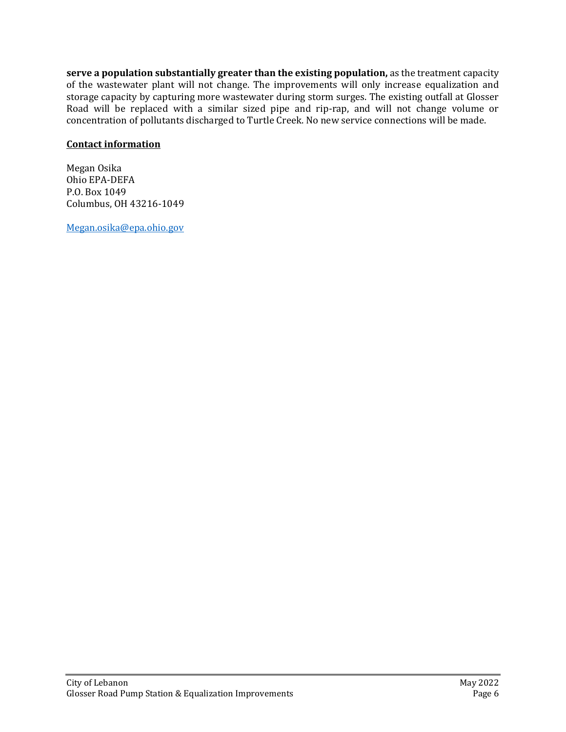**serve a population substantially greater than the existing population,** as the treatment capacity of the wastewater plant will not change. The improvements will only increase equalization and storage capacity by capturing more wastewater during storm surges. The existing outfall at Glosser Road will be replaced with a similar sized pipe and rip-rap, and will not change volume or concentration of pollutants discharged to Turtle Creek. No new service connections will be made.

**Contact information**

Megan Osika
Ohio EPA-DEFA
P.O. Box 1049
Columbus, OH 43216-1049

Megan.osika@epa.ohio.gov